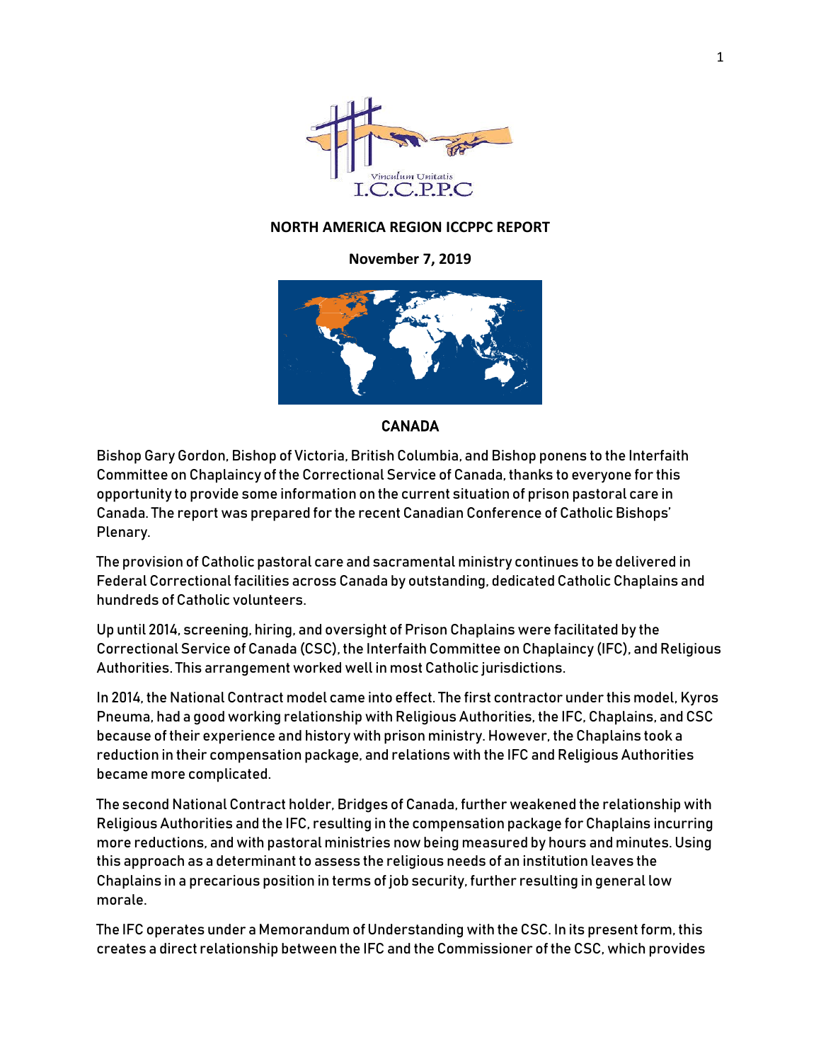Vinculum Unitatis
I.C.C.P.P.C

**NORTH AMERICA REGION ICCPPC REPORT**

**November 7, 2019**

## CANADA

Bishop Gary Gordon, Bishop of Victoria, British Columbia, and Bishop ponens to the Interfaith Committee on Chaplaincy of the Correctional Service of Canada, thanks to everyone for this opportunity to provide some information on the current situation of prison pastoral care in Canada. The report was prepared for the recent Canadian Conference of Catholic Bishops' Plenary.

The provision of Catholic pastoral care and sacramental ministry continues to be delivered in Federal Correctional facilities across Canada by outstanding, dedicated Catholic Chaplains and hundreds of Catholic volunteers.

Up until 2014, screening, hiring, and oversight of Prison Chaplains were facilitated by the Correctional Service of Canada (CSC), the Interfaith Committee on Chaplaincy (IFC), and Religious Authorities. This arrangement worked well in most Catholic jurisdictions.

In 2014, the National Contract model came into effect. The first contractor under this model, Kyros Pneuma, had a good working relationship with Religious Authorities, the IFC, Chaplains, and CSC because of their experience and history with prison ministry. However, the Chaplains took a reduction in their compensation package, and relations with the IFC and Religious Authorities became more complicated.

The second National Contract holder, Bridges of Canada, further weakened the relationship with Religious Authorities and the IFC, resulting in the compensation package for Chaplains incurring more reductions, and with pastoral ministries now being measured by hours and minutes. Using this approach as a determinant to assess the religious needs of an institution leaves the Chaplains in a precarious position in terms of job security, further resulting in general low morale.

The IFC operates under a Memorandum of Understanding with the CSC. In its present form, this creates a direct relationship between the IFC and the Commissioner of the CSC, which provides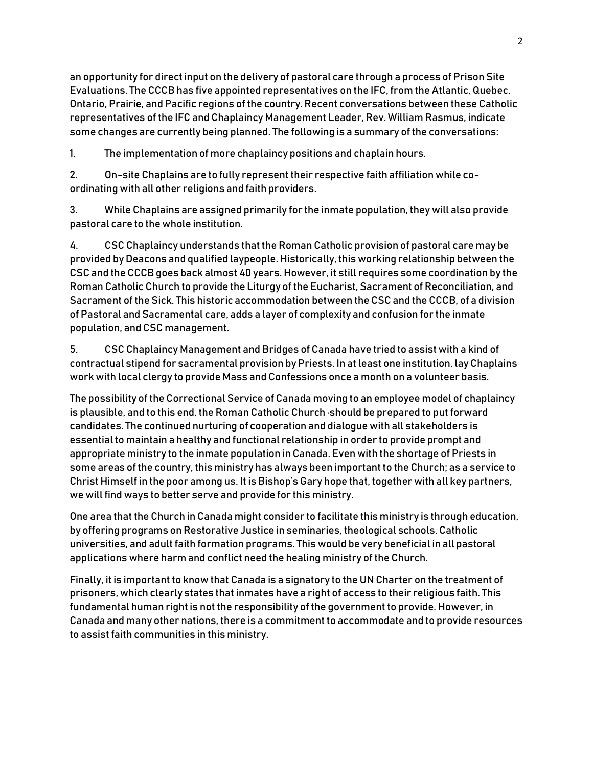an opportunity for direct input on the delivery of pastoral care through a process of Prison Site Evaluations. The CCCB has five appointed representatives on the IFC, from the Atlantic, Quebec, Ontario, Prairie, and Pacific regions of the country. Recent conversations between these Catholic representatives of the IFC and Chaplaincy Management Leader, Rev. William Rasmus, indicate some changes are currently being planned. The following is a summary of the conversations:

1. The implementation of more chaplaincy positions and chaplain hours.

2. On-site Chaplains are to fully represent their respective faith affiliation while co-ordinating with all other religions and faith providers.

3. While Chaplains are assigned primarily for the inmate population, they will also provide pastoral care to the whole institution.

4. CSC Chaplaincy understands that the Roman Catholic provision of pastoral care may be provided by Deacons and qualified laypeople. Historically, this working relationship between the CSC and the CCCB goes back almost 40 years. However, it still requires some coordination by the Roman Catholic Church to provide the Liturgy of the Eucharist, Sacrament of Reconciliation, and Sacrament of the Sick. This historic accommodation between the CSC and the CCCB, of a division of Pastoral and Sacramental care, adds a layer of complexity and confusion for the inmate population, and CSC management.

5. CSC Chaplaincy Management and Bridges of Canada have tried to assist with a kind of contractual stipend for sacramental provision by Priests. In at least one institution, lay Chaplains work with local clergy to provide Mass and Confessions once a month on a volunteer basis.

The possibility of the Correctional Service of Canada moving to an employee model of chaplaincy is plausible, and to this end, the Roman Catholic Church ·should be prepared to put forward candidates. The continued nurturing of cooperation and dialogue with all stakeholders is essential to maintain a healthy and functional relationship in order to provide prompt and appropriate ministry to the inmate population in Canada. Even with the shortage of Priests in some areas of the country, this ministry has always been important to the Church; as a service to Christ Himself in the poor among us. It is Bishop's Gary hope that, together with all key partners, we will find ways to better serve and provide for this ministry.

One area that the Church in Canada might consider to facilitate this ministry is through education, by offering programs on Restorative Justice in seminaries, theological schools, Catholic universities, and adult faith formation programs. This would be very beneficial in all pastoral applications where harm and conflict need the healing ministry of the Church.

Finally, it is important to know that Canada is a signatory to the UN Charter on the treatment of prisoners, which clearly states that inmates have a right of access to their religious faith. This fundamental human right is not the responsibility of the government to provide. However, in Canada and many other nations, there is a commitment to accommodate and to provide resources to assist faith communities in this ministry.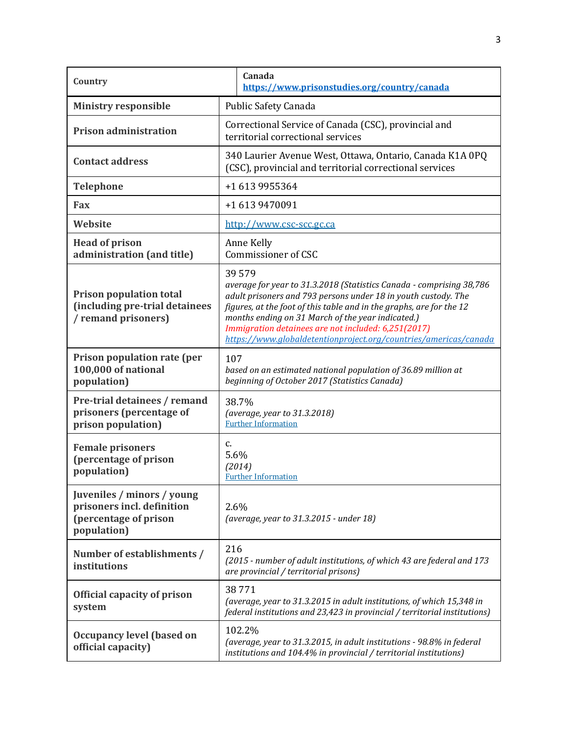| Country | Canada<br>**https://www.prisonstudies.org/country/canada** |
|---|---|
| **Ministry responsible** | Public Safety Canada |
| **Prison administration** | Correctional Service of Canada (CSC), provincial and territorial correctional services |
| **Contact address** | 340 Laurier Avenue West, Ottawa, Ontario, Canada K1A 0PQ (CSC), provincial and territorial correctional services |
| **Telephone** | +1 613 9955364 |
| **Fax** | +1 613 9470091 |
| **Website** | http://www.csc-scc.gc.ca |
| **Head of prison administration (and title)** | Anne Kelly<br>Commissioner of CSC |
| **Prison population total (including pre-trial detainees / remand prisoners)** | 39 579<br>*average for year to 31.3.2018 (Statistics Canada - comprising 38,786 adult prisoners and 793 persons under 18 in youth custody. The figures, at the foot of this table and in the graphs, are for the 12 months ending on 31 March of the year indicated.)*<br>*Immigration detainees are not included: 6,251(2017)*<br>*https://www.globaldetentionproject.org/countries/americas/canada* |
| **Prison population rate (per 100,000 of national population)** | 107<br>*based on an estimated national population of 36.89 million at beginning of October 2017 (Statistics Canada)* |
| **Pre-trial detainees / remand prisoners (percentage of prison population)** | 38.7%<br>*(average, year to 31.3.2018)*<br>Further Information |
| **Female prisoners (percentage of prison population)** | c.<br>5.6%<br>*(2014)*<br>Further Information |
| **Juveniles / minors / young prisoners incl. definition (percentage of prison population)** | 2.6%<br>*(average, year to 31.3.2015 - under 18)* |
| **Number of establishments / institutions** | 216<br>*(2015 - number of adult institutions, of which 43 are federal and 173 are provincial / territorial prisons)* |
| **Official capacity of prison system** | 38 771<br>*(average, year to 31.3.2015 in adult institutions, of which 15,348 in federal institutions and 23,423 in provincial / territorial institutions)* |
| **Occupancy level (based on official capacity)** | 102.2%<br>*(average, year to 31.3.2015, in adult institutions - 98.8% in federal institutions and 104.4% in provincial / territorial institutions)* |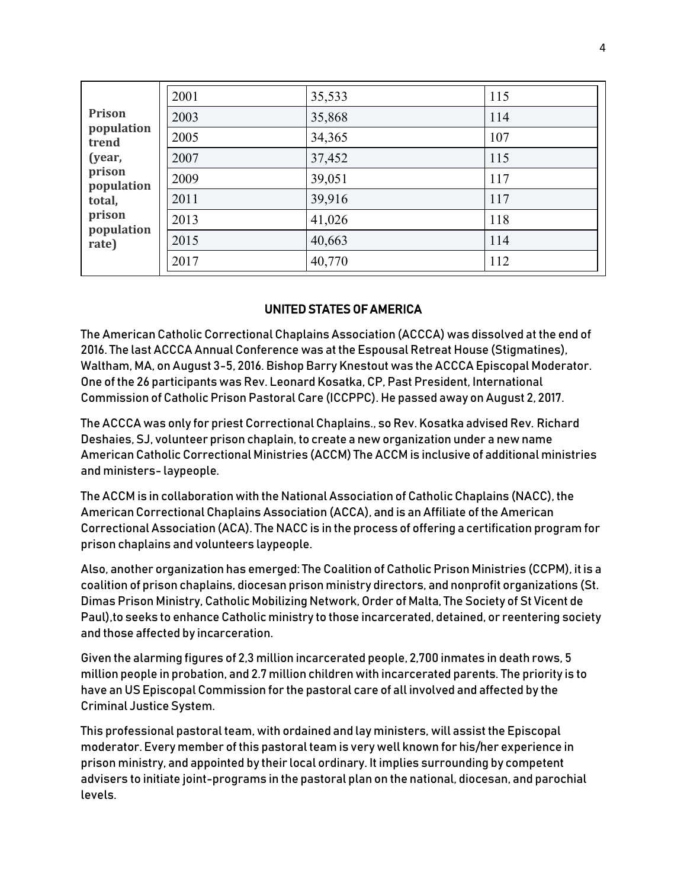| | | | |
|---|---|---|---|
| **Prison population trend (year, prison population total, prison population rate)** | 2001 | 35,533 | 115 |
| | 2003 | 35,868 | 114 |
| | 2005 | 34,365 | 107 |
| | 2007 | 37,452 | 115 |
| | 2009 | 39,051 | 117 |
| | 2011 | 39,916 | 117 |
| | 2013 | 41,026 | 118 |
| | 2015 | 40,663 | 114 |
| | 2017 | 40,770 | 112 |

## UNITED STATES OF AMERICA

The American Catholic Correctional Chaplains Association (ACCCA) was dissolved at the end of 2016. The last ACCCA Annual Conference was at the Espousal Retreat House (Stigmatines), Waltham, MA, on August 3-5, 2016. Bishop Barry Knestout was the ACCCA Episcopal Moderator. One of the 26 participants was Rev. Leonard Kosatka, CP, Past President, International Commission of Catholic Prison Pastoral Care (ICCPPC). He passed away on August 2, 2017.

The ACCCA was only for priest Correctional Chaplains., so Rev. Kosatka advised Rev. Richard Deshaies, SJ, volunteer prison chaplain, to create a new organization under a new name American Catholic Correctional Ministries (ACCM) The ACCM is inclusive of additional ministries and ministers- laypeople.

The ACCM is in collaboration with the National Association of Catholic Chaplains (NACC), the American Correctional Chaplains Association (ACCA), and is an Affiliate of the American Correctional Association (ACA). The NACC is in the process of offering a certification program for prison chaplains and volunteers laypeople.

Also, another organization has emerged: The Coalition of Catholic Prison Ministries (CCPM), it is a coalition of prison chaplains, diocesan prison ministry directors, and nonprofit organizations (St. Dimas Prison Ministry, Catholic Mobilizing Network, Order of Malta, The Society of St Vicent de Paul),to seeks to enhance Catholic ministry to those incarcerated, detained, or reentering society and those affected by incarceration.

Given the alarming figures of 2,3 million incarcerated people, 2,700 inmates in death rows, 5 million people in probation, and 2.7 million children with incarcerated parents. The priority is to have an US Episcopal Commission for the pastoral care of all involved and affected by the Criminal Justice System.

This professional pastoral team, with ordained and lay ministers, will assist the Episcopal moderator. Every member of this pastoral team is very well known for his/her experience in prison ministry, and appointed by their local ordinary. It implies surrounding by competent advisers to initiate joint-programs in the pastoral plan on the national, diocesan, and parochial levels.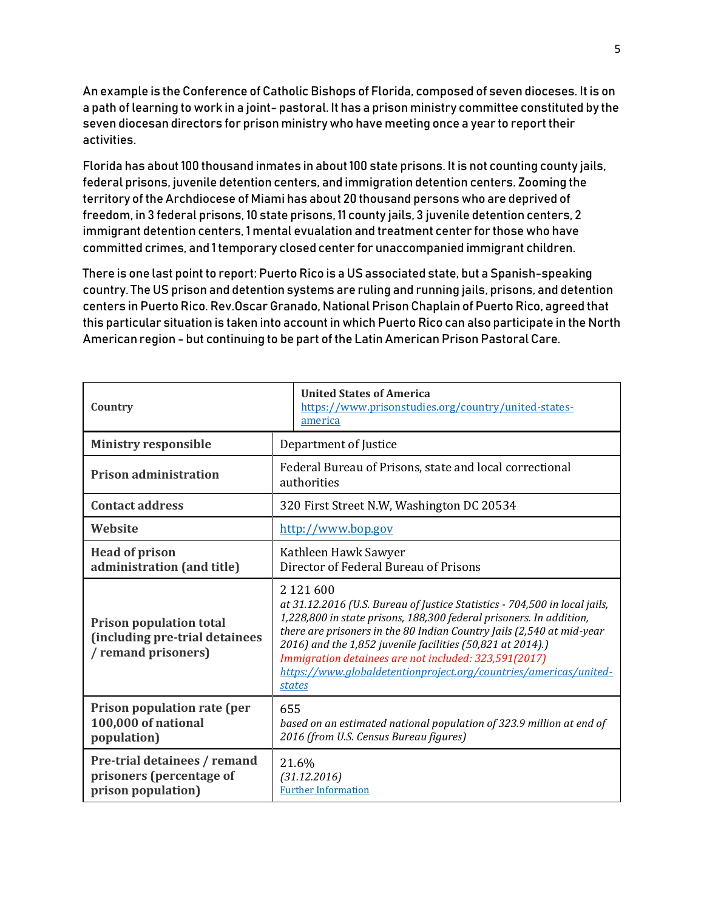An example is the Conference of Catholic Bishops of Florida, composed of seven dioceses. It is on a path of learning to work in a joint- pastoral. It has a prison ministry committee constituted by the seven diocesan directors for prison ministry who have meeting once a year to report their activities.

Florida has about 100 thousand inmates in about 100 state prisons. It is not counting county jails, federal prisons, juvenile detention centers, and immigration detention centers. Zooming the territory of the Archdiocese of Miami has about 20 thousand persons who are deprived of freedom, in 3 federal prisons, 10 state prisons, 11 county jails, 3 juvenile detention centers, 2 immigrant detention centers, 1 mental evualation and treatment center for those who have committed crimes, and 1 temporary closed center for unaccompanied immigrant children.

There is one last point to report: Puerto Rico is a US associated state, but a Spanish-speaking country. The US prison and detention systems are ruling and running jails, prisons, and detention centers in Puerto Rico. Rev.Oscar Granado, National Prison Chaplain of Puerto Rico, agreed that this particular situation is taken into account in which Puerto Rico can also participate in the North American region - but continuing to be part of the Latin American Prison Pastoral Care.

| **Country** | **United States of America** https://www.prisonstudies.org/country/united-states-america |
|---|---|
| **Ministry responsible** | Department of Justice |
| **Prison administration** | Federal Bureau of Prisons, state and local correctional authorities |
| **Contact address** | 320 First Street N.W, Washington DC 20534 |
| **Website** | http://www.bop.gov |
| **Head of prison administration (and title)** | Kathleen Hawk Sawyer<br>Director of Federal Bureau of Prisons |
| **Prison population total (including pre-trial detainees / remand prisoners)** | 2 121 600<br>*at 31.12.2016 (U.S. Bureau of Justice Statistics - 704,500 in local jails, 1,228,800 in state prisons, 188,300 federal prisoners. In addition, there are prisoners in the 80 Indian Country Jails (2,540 at mid-year 2016) and the 1,852 juvenile facilities (50,821 at 2014).)*<br>*Immigration detainees are not included: 323,591(2017)*<br>*https://www.globaldetentionproject.org/countries/americas/united-states* |
| **Prison population rate (per 100,000 of national population)** | 655<br>*based on an estimated national population of 323.9 million at end of 2016 (from U.S. Census Bureau figures)* |
| **Pre-trial detainees / remand prisoners (percentage of prison population)** | 21.6%<br>*(31.12.2016)*<br>Further Information |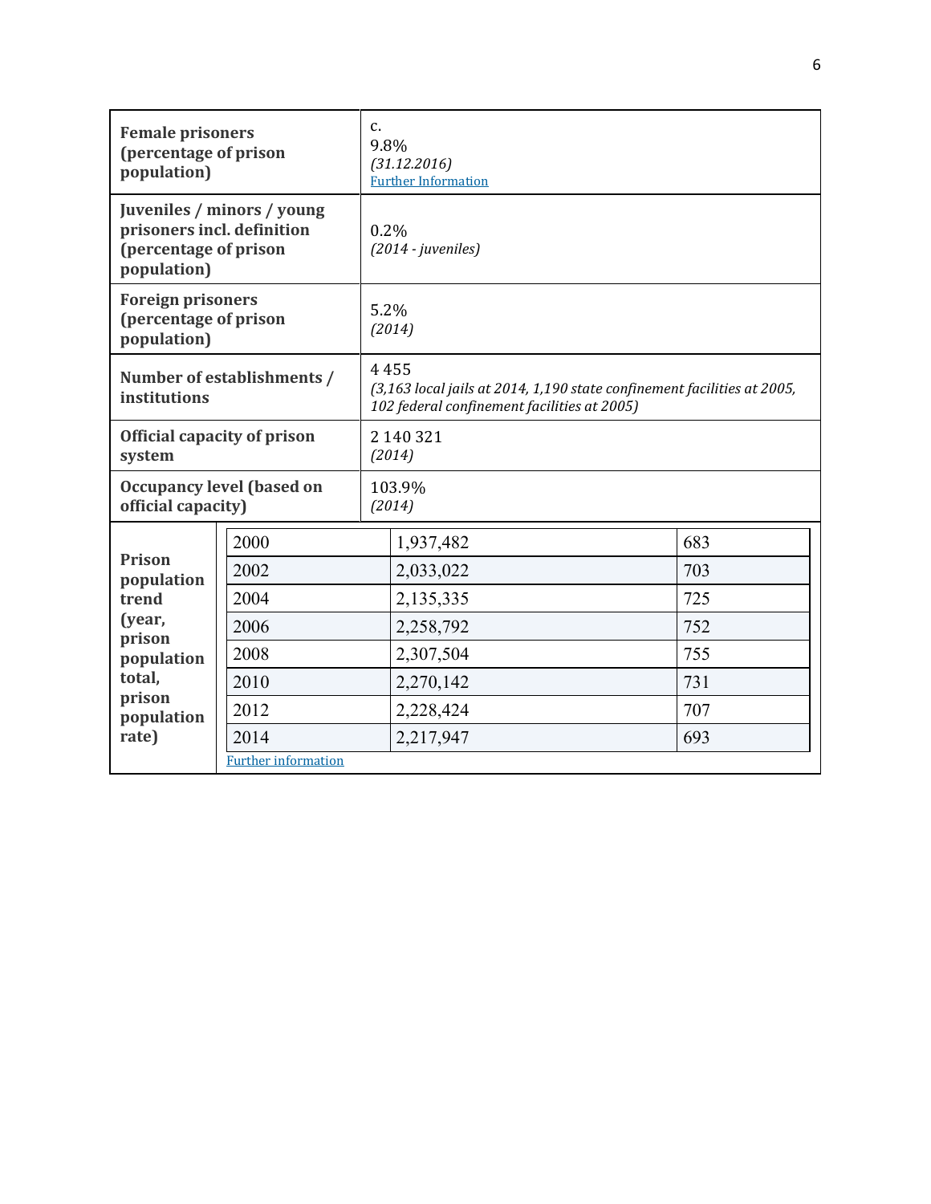| | |
|---|---|
| **Female prisoners (percentage of prison population)** | c. 9.8% *(31.12.2016)* Further Information |
| **Juveniles / minors / young prisoners incl. definition (percentage of prison population)** | 0.2% *(2014 - juveniles)* |
| **Foreign prisoners (percentage of prison population)** | 5.2% *(2014)* |
| **Number of establishments / institutions** | 4 455 *(3,163 local jails at 2014, 1,190 state confinement facilities at 2005, 102 federal confinement facilities at 2005)* |
| **Official capacity of prison system** | 2 140 321 *(2014)* |
| **Occupancy level (based on official capacity)** | 103.9% *(2014)* |

**Prison population trend (year, prison population total, prison population rate)**

| | | |
|---|---|---|
| 2000 | 1,937,482 | 683 |
| 2002 | 2,033,022 | 703 |
| 2004 | 2,135,335 | 725 |
| 2006 | 2,258,792 | 752 |
| 2008 | 2,307,504 | 755 |
| 2010 | 2,270,142 | 731 |
| 2012 | 2,228,424 | 707 |
| 2014 | 2,217,947 | 693 |

Further information